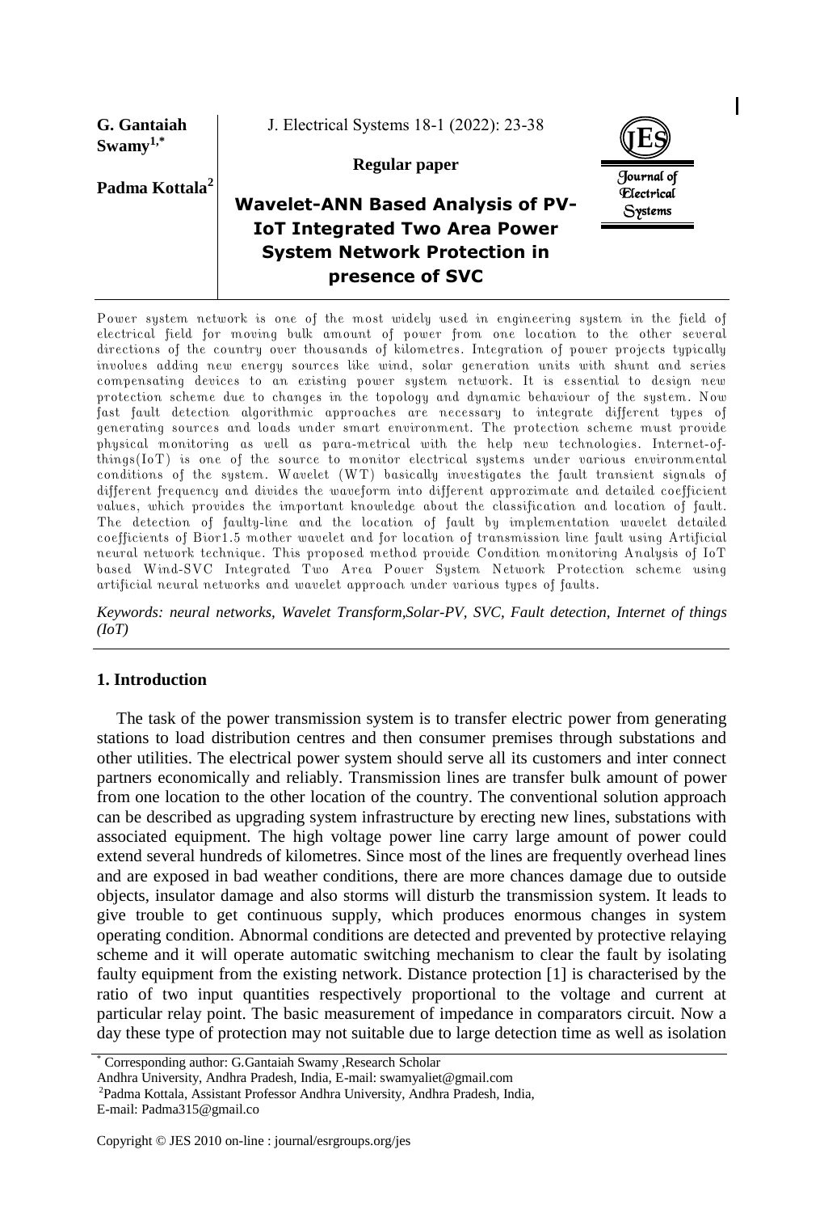**G. Gantaiah Swamy[1,*]**

**Padma Kottala[2]**

J. Electrical Systems 18-1 (2022): 23-38

**Regular paper**

# Wavelet-ANN Based Analysis of PV-IoT Integrated Two Area Power System Network Protection in presence of SVC

Power system network is one of the most widely used in engineering system in the field of electrical field for moving bulk amount of power from one location to the other several directions of the country over thousands of kilometres. Integration of power projects typically involves adding new energy sources like wind, solar generation units with shunt and series compensating devices to an existing power system network. It is essential to design new protection scheme due to changes in the topology and dynamic behaviour of the system. Now fast fault detection algorithmic approaches are necessary to integrate different types of generating sources and loads under smart environment. The protection scheme must provide physical monitoring as well as para-metrical with the help new technologies. Internet-of-things(IoT) is one of the source to monitor electrical systems under various environmental conditions of the system. Wavelet (WT) basically investigates the fault transient signals of different frequency and divides the waveform into different approximate and detailed coefficient values, which provides the important knowledge about the classification and location of fault. The detection of faulty-line and the location of fault by implementation wavelet detailed coefficients of Bior1.5 mother wavelet and for location of transmission line fault using Artificial neural network technique. This proposed method provide Condition monitoring Analysis of IoT based Wind-SVC Integrated Two Area Power System Network Protection scheme using artificial neural networks and wavelet approach under various types of faults.

*Keywords: neural networks, Wavelet Transform,Solar-PV, SVC, Fault detection, Internet of things (IoT)*

## 1. Introduction

The task of the power transmission system is to transfer electric power from generating stations to load distribution centres and then consumer premises through substations and other utilities. The electrical power system should serve all its customers and inter connect partners economically and reliably. Transmission lines are transfer bulk amount of power from one location to the other location of the country. The conventional solution approach can be described as upgrading system infrastructure by erecting new lines, substations with associated equipment. The high voltage power line carry large amount of power could extend several hundreds of kilometres. Since most of the lines are frequently overhead lines and are exposed in bad weather conditions, there are more chances damage due to outside objects, insulator damage and also storms will disturb the transmission system. It leads to give trouble to get continuous supply, which produces enormous changes in system operating condition. Abnormal conditions are detected and prevented by protective relaying scheme and it will operate automatic switching mechanism to clear the fault by isolating faulty equipment from the existing network. Distance protection [1] is characterised by the ratio of two input quantities respectively proportional to the voltage and current at particular relay point. The basic measurement of impedance in comparators circuit. Now a day these type of protection may not suitable due to large detection time as well as isolation

[*] Corresponding author: G.Gantaiah Swamy ,Research Scholar
Andhra University, Andhra Pradesh, India, E-mail: swamyaliet@gmail.com
[2]Padma Kottala, Assistant Professor Andhra University, Andhra Pradesh, India,
E-mail: Padma315@gmail.co

Copyright © JES 2010 on-line : journal/esrgroups.org/jes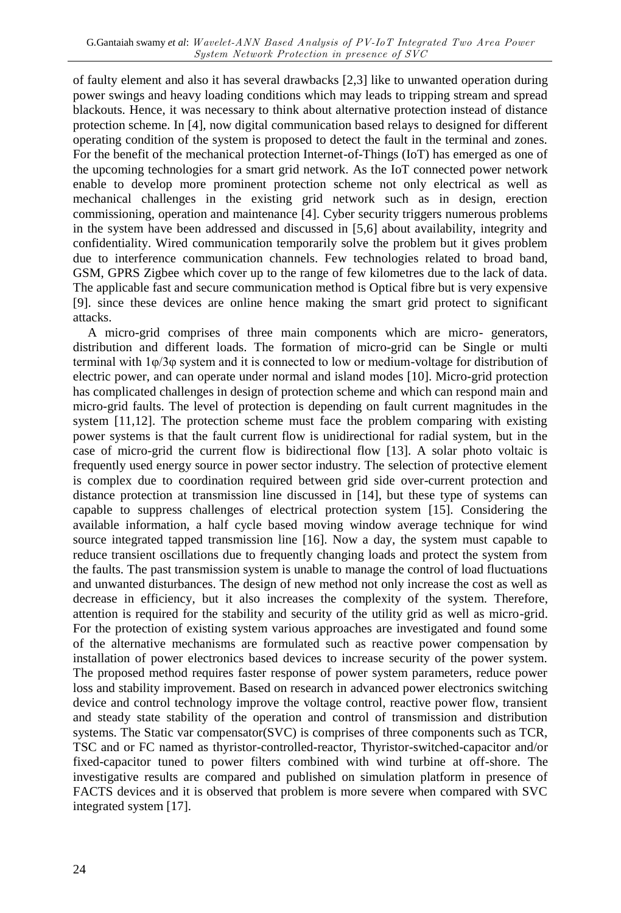of faulty element and also it has several drawbacks [2,3] like to unwanted operation during power swings and heavy loading conditions which may leads to tripping stream and spread blackouts. Hence, it was necessary to think about alternative protection instead of distance protection scheme. In [4], now digital communication based relays to designed for different operating condition of the system is proposed to detect the fault in the terminal and zones. For the benefit of the mechanical protection Internet-of-Things (IoT) has emerged as one of the upcoming technologies for a smart grid network. As the IoT connected power network enable to develop more prominent protection scheme not only electrical as well as mechanical challenges in the existing grid network such as in design, erection commissioning, operation and maintenance [4]. Cyber security triggers numerous problems in the system have been addressed and discussed in [5,6] about availability, integrity and confidentiality. Wired communication temporarily solve the problem but it gives problem due to interference communication channels. Few technologies related to broad band, GSM, GPRS Zigbee which cover up to the range of few kilometres due to the lack of data. The applicable fast and secure communication method is Optical fibre but is very expensive [9]. since these devices are online hence making the smart grid protect to significant attacks.

A micro-grid comprises of three main components which are micro- generators, distribution and different loads. The formation of micro-grid can be Single or multi terminal with 1φ/3φ system and it is connected to low or medium-voltage for distribution of electric power, and can operate under normal and island modes [10]. Micro-grid protection has complicated challenges in design of protection scheme and which can respond main and micro-grid faults. The level of protection is depending on fault current magnitudes in the system [11,12]. The protection scheme must face the problem comparing with existing power systems is that the fault current flow is unidirectional for radial system, but in the case of micro-grid the current flow is bidirectional flow [13]. A solar photo voltaic is frequently used energy source in power sector industry. The selection of protective element is complex due to coordination required between grid side over-current protection and distance protection at transmission line discussed in [14], but these type of systems can capable to suppress challenges of electrical protection system [15]. Considering the available information, a half cycle based moving window average technique for wind source integrated tapped transmission line [16]. Now a day, the system must capable to reduce transient oscillations due to frequently changing loads and protect the system from the faults. The past transmission system is unable to manage the control of load fluctuations and unwanted disturbances. The design of new method not only increase the cost as well as decrease in efficiency, but it also increases the complexity of the system. Therefore, attention is required for the stability and security of the utility grid as well as micro-grid. For the protection of existing system various approaches are investigated and found some of the alternative mechanisms are formulated such as reactive power compensation by installation of power electronics based devices to increase security of the power system. The proposed method requires faster response of power system parameters, reduce power loss and stability improvement. Based on research in advanced power electronics switching device and control technology improve the voltage control, reactive power flow, transient and steady state stability of the operation and control of transmission and distribution systems. The Static var compensator(SVC) is comprises of three components such as TCR, TSC and or FC named as thyristor-controlled-reactor, Thyristor-switched-capacitor and/or fixed-capacitor tuned to power filters combined with wind turbine at off-shore. The investigative results are compared and published on simulation platform in presence of FACTS devices and it is observed that problem is more severe when compared with SVC integrated system [17].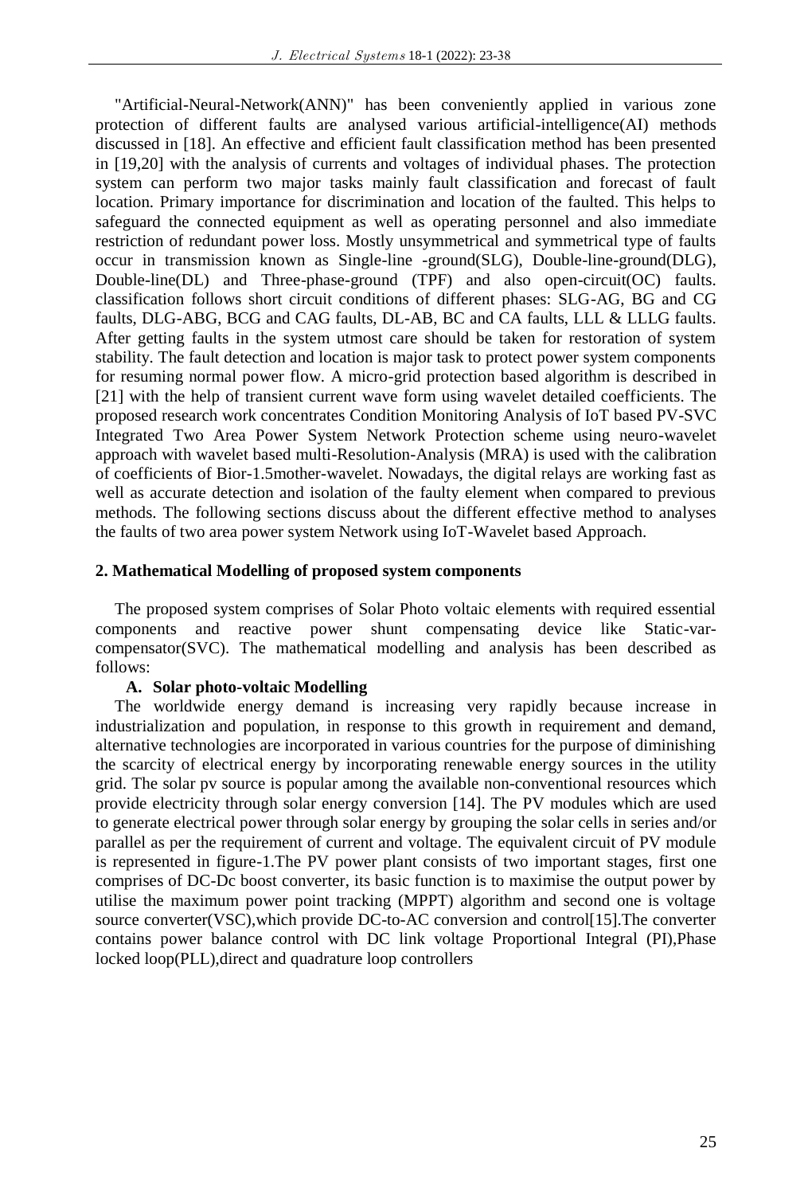"Artificial-Neural-Network(ANN)" has been conveniently applied in various zone protection of different faults are analysed various artificial-intelligence(AI) methods discussed in [18]. An effective and efficient fault classification method has been presented in [19,20] with the analysis of currents and voltages of individual phases. The protection system can perform two major tasks mainly fault classification and forecast of fault location. Primary importance for discrimination and location of the faulted. This helps to safeguard the connected equipment as well as operating personnel and also immediate restriction of redundant power loss. Mostly unsymmetrical and symmetrical type of faults occur in transmission known as Single-line -ground(SLG), Double-line-ground(DLG), Double-line(DL) and Three-phase-ground (TPF) and also open-circuit(OC) faults. classification follows short circuit conditions of different phases: SLG-AG, BG and CG faults, DLG-ABG, BCG and CAG faults, DL-AB, BC and CA faults, LLL & LLLG faults. After getting faults in the system utmost care should be taken for restoration of system stability. The fault detection and location is major task to protect power system components for resuming normal power flow. A micro-grid protection based algorithm is described in [21] with the help of transient current wave form using wavelet detailed coefficients. The proposed research work concentrates Condition Monitoring Analysis of IoT based PV-SVC Integrated Two Area Power System Network Protection scheme using neuro-wavelet approach with wavelet based multi-Resolution-Analysis (MRA) is used with the calibration of coefficients of Bior-1.5mother-wavelet. Nowadays, the digital relays are working fast as well as accurate detection and isolation of the faulty element when compared to previous methods. The following sections discuss about the different effective method to analyses the faults of two area power system Network using IoT-Wavelet based Approach.

## 2. Mathematical Modelling of proposed system components

The proposed system comprises of Solar Photo voltaic elements with required essential components and reactive power shunt compensating device like Static-var-compensator(SVC). The mathematical modelling and analysis has been described as follows:

### A. Solar photo-voltaic Modelling

The worldwide energy demand is increasing very rapidly because increase in industrialization and population, in response to this growth in requirement and demand, alternative technologies are incorporated in various countries for the purpose of diminishing the scarcity of electrical energy by incorporating renewable energy sources in the utility grid. The solar pv source is popular among the available non-conventional resources which provide electricity through solar energy conversion [14]. The PV modules which are used to generate electrical power through solar energy by grouping the solar cells in series and/or parallel as per the requirement of current and voltage. The equivalent circuit of PV module is represented in figure-1.The PV power plant consists of two important stages, first one comprises of DC-Dc boost converter, its basic function is to maximise the output power by utilise the maximum power point tracking (MPPT) algorithm and second one is voltage source converter(VSC),which provide DC-to-AC conversion and control[15].The converter contains power balance control with DC link voltage Proportional Integral (PI),Phase locked loop(PLL),direct and quadrature loop controllers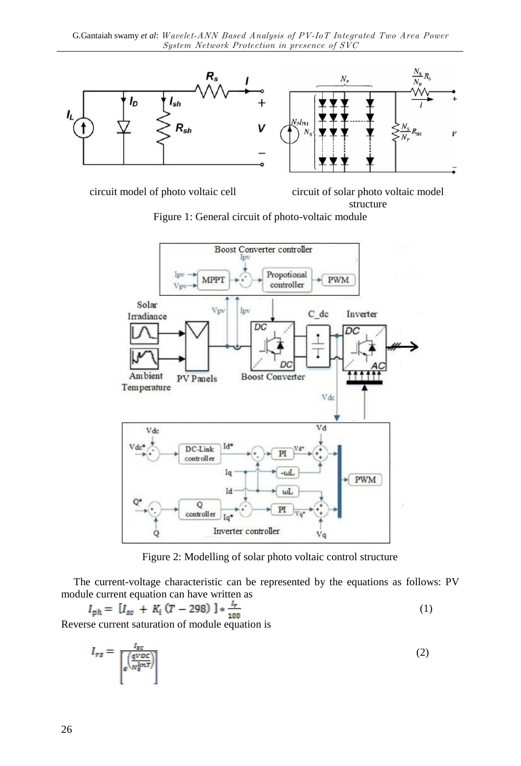circuit model of photo voltaic cell

circuit of solar photo voltaic model structure

Figure 1: General circuit of photo-voltaic module

Figure 2: Modelling of solar photo voltaic control structure

The current-voltage characteristic can be represented by the equations as follows: PV module current equation can have written as

$$I_{ph} = [I_{sc} + K_i (T - 298)] * \frac{I_r}{100} \tag{1}$$

Reverse current saturation of module equation is

$$I_{rs} = \frac{I_{sc}}{\left[ e^{\left( \frac{qVOC}{N_s knT} \right)} \right]} \tag{2}$$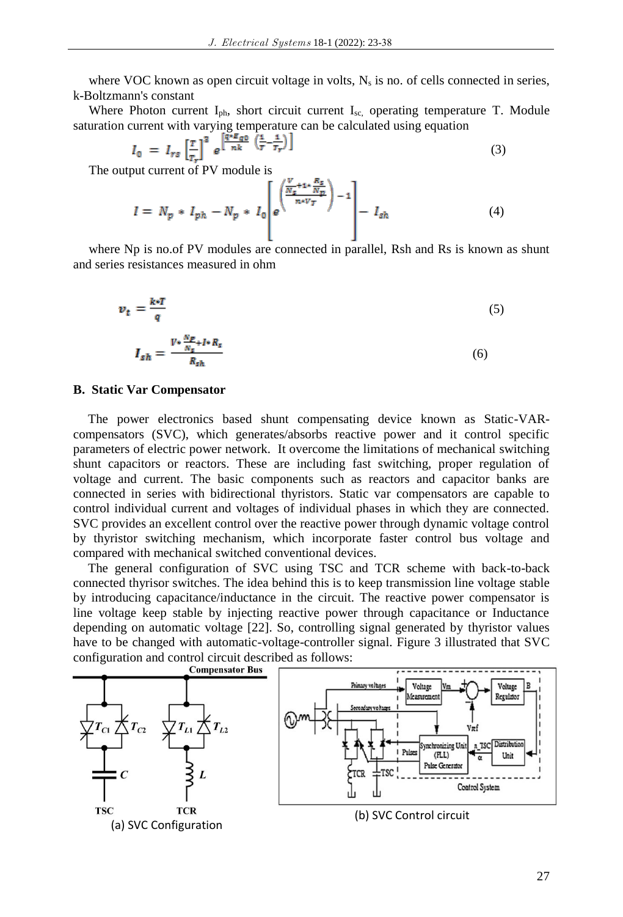where VOC known as open circuit voltage in volts, $N_s$ is no. of cells connected in series, k-Boltzmann's constant

Where Photon current $I_{ph}$, short circuit current $I_{sc,}$ operating temperature T. Module saturation current with varying temperature can be calculated using equation

$$I_0 = I_{rs}\left[\frac{T}{T_r}\right]^3 e^{\left[\frac{q*E_{g0}}{nk}\left(\frac{1}{T}-\frac{1}{T_r}\right)\right]} \quad (3)$$

The output current of PV module is

$$I = N_p * I_{ph} - N_p * I_0\left[e^{\left(\frac{\frac{V}{N_s}+I*\frac{R_s}{N_p}}{n*V_T}\right)}-1\right] - I_{sh} \quad (4)$$

where Np is no.of PV modules are connected in parallel, Rsh and Rs is known as shunt and series resistances measured in ohm

$$v_t = \frac{k*T}{q} \quad (5)$$

$$I_{sh} = \frac{V*\frac{N_p}{N_s}+I*R_s}{R_{sh}} \quad (6)$$

### B. Static Var Compensator

The power electronics based shunt compensating device known as Static-VAR-compensators (SVC), which generates/absorbs reactive power and it control specific parameters of electric power network. It overcome the limitations of mechanical switching shunt capacitors or reactors. These are including fast switching, proper regulation of voltage and current. The basic components such as reactors and capacitor banks are connected in series with bidirectional thyristors. Static var compensators are capable to control individual current and voltages of individual phases in which they are connected. SVC provides an excellent control over the reactive power through dynamic voltage control by thyristor switching mechanism, which incorporate faster control bus voltage and compared with mechanical switched conventional devices.

The general configuration of SVC using TSC and TCR scheme with back-to-back connected thyrisor switches. The idea behind this is to keep transmission line voltage stable by introducing capacitance/inductance in the circuit. The reactive power compensator is line voltage keep stable by injecting reactive power through capacitance or Inductance depending on automatic voltage [22]. So, controlling signal generated by thyristor values have to be changed with automatic-voltage-controller signal. Figure 3 illustrated that SVC configuration and control circuit described as follows:

(a) SVC Configuration

(b) SVC Control circuit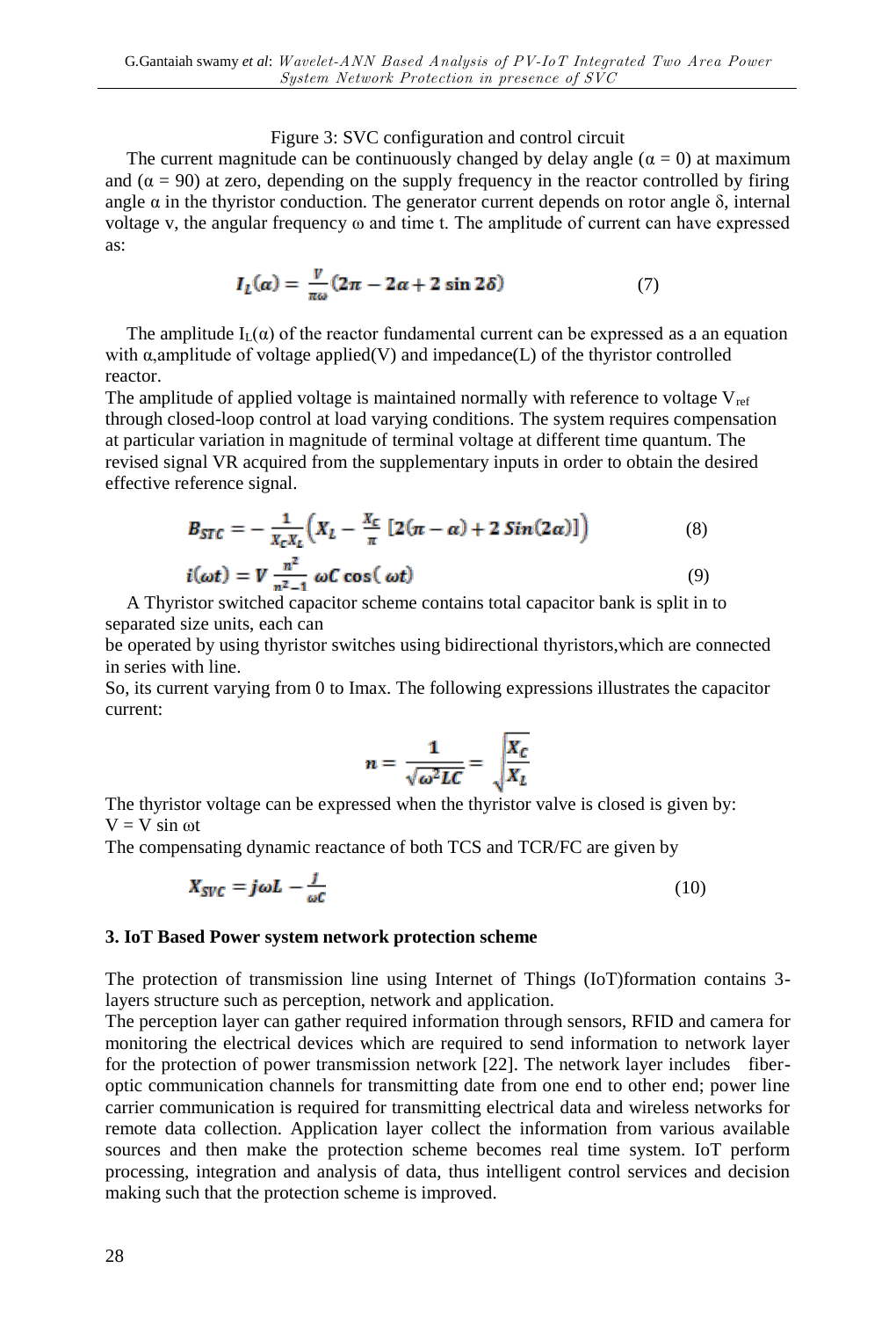Figure 3: SVC configuration and control circuit

The current magnitude can be continuously changed by delay angle ($\alpha = 0$) at maximum and ($\alpha = 90$) at zero, depending on the supply frequency in the reactor controlled by firing angle $\alpha$ in the thyristor conduction. The generator current depends on rotor angle $\delta$, internal voltage v, the angular frequency $\omega$ and time t. The amplitude of current can have expressed as:

$$I_L(\alpha) = \frac{V}{\pi\omega}(2\pi - 2\alpha + 2\sin 2\delta) \tag{7}$$

The amplitude $I_L(\alpha)$ of the reactor fundamental current can be expressed as a an equation with $\alpha$,amplitude of voltage applied(V) and impedance(L) of the thyristor controlled reactor.

The amplitude of applied voltage is maintained normally with reference to voltage $V_{ref}$ through closed-loop control at load varying conditions. The system requires compensation at particular variation in magnitude of terminal voltage at different time quantum. The revised signal VR acquired from the supplementary inputs in order to obtain the desired effective reference signal.

$$B_{STC} = -\frac{1}{X_C X_L}\left(X_L - \frac{X_C}{\pi}\left[2(\pi - \alpha) + 2\,Sin(2\alpha)\right]\right) \tag{8}$$

$$i(\omega t) = V\frac{n^2}{n^2 - 1}\,\omega C\cos(\omega t) \tag{9}$$

A Thyristor switched capacitor scheme contains total capacitor bank is split in to separated size units, each can

be operated by using thyristor switches using bidirectional thyristors,which are connected in series with line.

So, its current varying from 0 to Imax. The following expressions illustrates the capacitor current:

$$n = \frac{1}{\sqrt{\omega^2 LC}} = \sqrt{\frac{X_C}{X_L}}$$

The thyristor voltage can be expressed when the thyristor valve is closed is given by:
$V = V \sin \omega t$

The compensating dynamic reactance of both TCS and TCR/FC are given by

$$X_{SVC} = j\omega L - \frac{J}{\omega C} \tag{10}$$

### 3. IoT Based Power system network protection scheme

The protection of transmission line using Internet of Things (IoT)formation contains 3-layers structure such as perception, network and application.

The perception layer can gather required information through sensors, RFID and camera for monitoring the electrical devices which are required to send information to network layer for the protection of power transmission network [22]. The network layer includes fiber-optic communication channels for transmitting date from one end to other end; power line carrier communication is required for transmitting electrical data and wireless networks for remote data collection. Application layer collect the information from various available sources and then make the protection scheme becomes real time system. IoT perform processing, integration and analysis of data, thus intelligent control services and decision making such that the protection scheme is improved.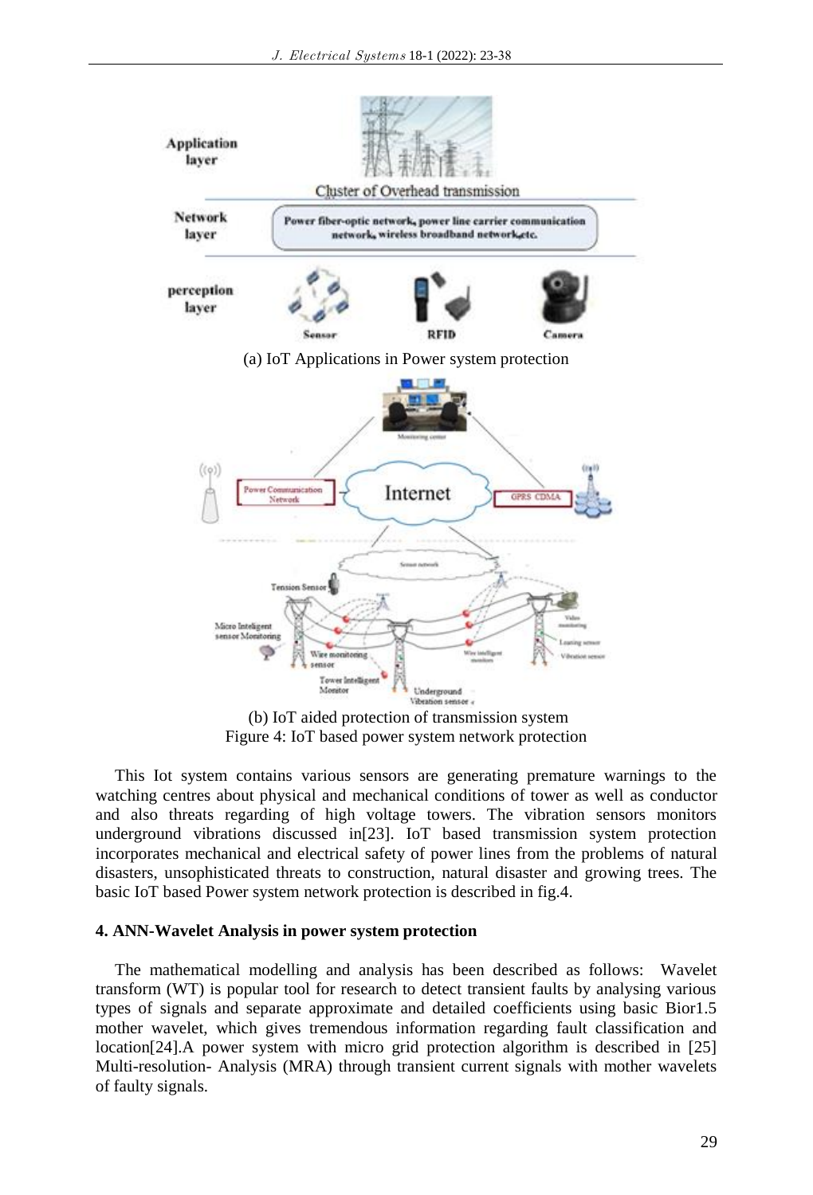(a) IoT Applications in Power system protection

(b) IoT aided protection of transmission system

Figure 4: IoT based power system network protection

This Iot system contains various sensors are generating premature warnings to the watching centres about physical and mechanical conditions of tower as well as conductor and also threats regarding of high voltage towers. The vibration sensors monitors underground vibrations discussed in[23]. IoT based transmission system protection incorporates mechanical and electrical safety of power lines from the problems of natural disasters, unsophisticated threats to construction, natural disaster and growing trees. The basic IoT based Power system network protection is described in fig.4.

#### 4. ANN-Wavelet Analysis in power system protection

The mathematical modelling and analysis has been described as follows: Wavelet transform (WT) is popular tool for research to detect transient faults by analysing various types of signals and separate approximate and detailed coefficients using basic Bior1.5 mother wavelet, which gives tremendous information regarding fault classification and location[24].A power system with micro grid protection algorithm is described in [25] Multi-resolution- Analysis (MRA) through transient current signals with mother wavelets of faulty signals.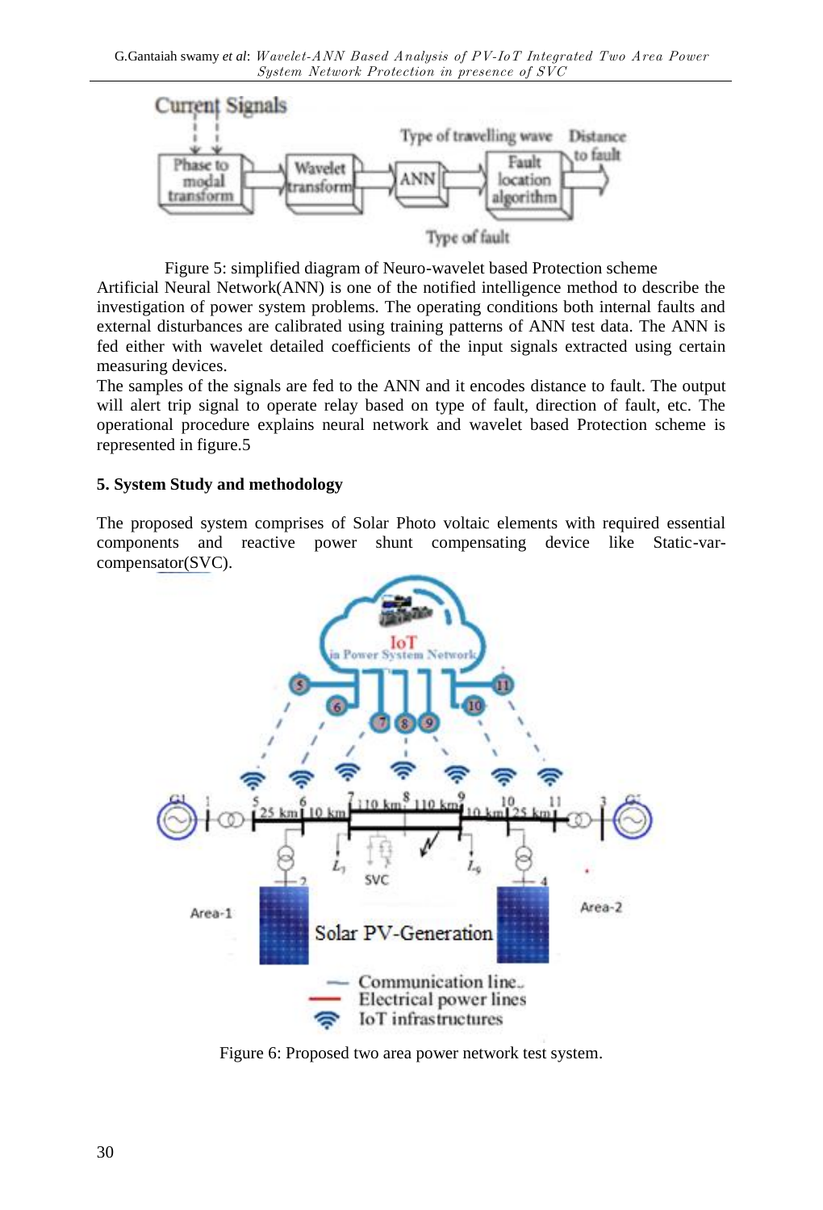Figure 5: simplified diagram of Neuro-wavelet based Protection scheme

Artificial Neural Network(ANN) is one of the notified intelligence method to describe the investigation of power system problems. The operating conditions both internal faults and external disturbances are calibrated using training patterns of ANN test data. The ANN is fed either with wavelet detailed coefficients of the input signals extracted using certain measuring devices.

The samples of the signals are fed to the ANN and it encodes distance to fault. The output will alert trip signal to operate relay based on type of fault, direction of fault, etc. The operational procedure explains neural network and wavelet based Protection scheme is represented in figure.5

**5. System Study and methodology**

The proposed system comprises of Solar Photo voltaic elements with required essential components and reactive power shunt compensating device like Static-var-compensator(SVC).

Figure 6: Proposed two area power network test system.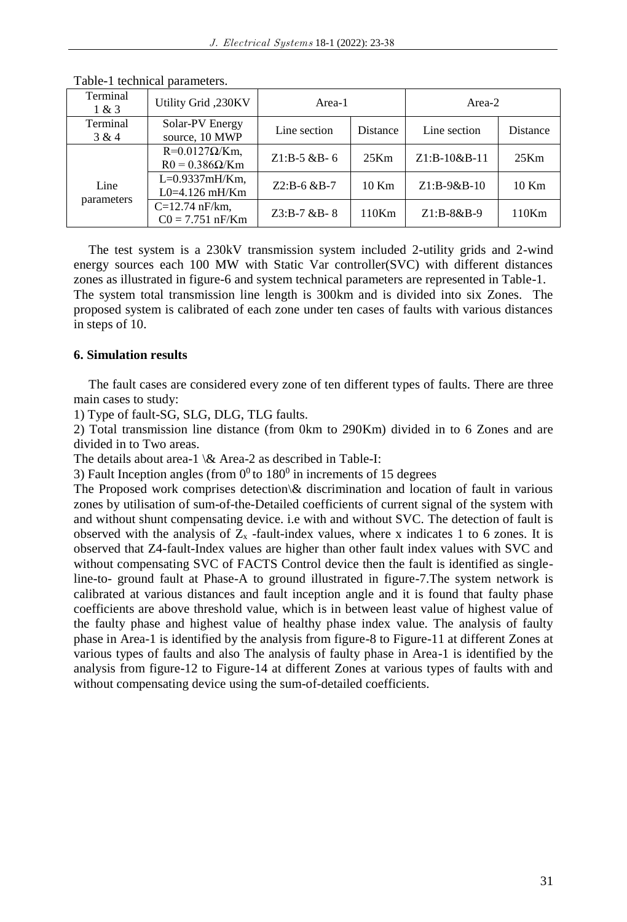Table-1 technical parameters.

| Terminal 1 & 3 | Utility Grid ,230KV | Area-1 | | Area-2 | |
|---|---|---|---|---|---|
| Terminal 3 & 4 | Solar-PV Energy source, 10 MWP | Line section | Distance | Line section | Distance |
| Line parameters | R=0.0127Ω/Km, R0 = 0.386Ω/Km | Z1:B-5 &B- 6 | 25Km | Z1:B-10&B-11 | 25Km |
| | L=0.9337mH/Km, L0=4.126 mH/Km | Z2:B-6 &B-7 | 10 Km | Z1:B-9&B-10 | 10 Km |
| | C=12.74 nF/km, C0 = 7.751 nF/Km | Z3:B-7 &B- 8 | 110Km | Z1:B-8&B-9 | 110Km |

The test system is a 230kV transmission system included 2-utility grids and 2-wind energy sources each 100 MW with Static Var controller(SVC) with different distances zones as illustrated in figure-6 and system technical parameters are represented in Table-1. The system total transmission line length is 300km and is divided into six Zones. The proposed system is calibrated of each zone under ten cases of faults with various distances in steps of 10.

### 6. Simulation results

The fault cases are considered every zone of ten different types of faults. There are three main cases to study:

1) Type of fault-SG, SLG, DLG, TLG faults.

2) Total transmission line distance (from 0km to 290Km) divided in to 6 Zones and are divided in to Two areas.

The details about area-1 \& Area-2 as described in Table-I:

3) Fault Inception angles (from $0^0$ to $180^0$ in increments of 15 degrees

The Proposed work comprises detection\& discrimination and location of fault in various zones by utilisation of sum-of-the-Detailed coefficients of current signal of the system with and without shunt compensating device. i.e with and without SVC. The detection of fault is observed with the analysis of $Z_x$ -fault-index values, where x indicates 1 to 6 zones. It is observed that Z4-fault-Index values are higher than other fault index values with SVC and without compensating SVC of FACTS Control device then the fault is identified as single-line-to- ground fault at Phase-A to ground illustrated in figure-7.The system network is calibrated at various distances and fault inception angle and it is found that faulty phase coefficients are above threshold value, which is in between least value of highest value of the faulty phase and highest value of healthy phase index value. The analysis of faulty phase in Area-1 is identified by the analysis from figure-8 to Figure-11 at different Zones at various types of faults and also The analysis of faulty phase in Area-1 is identified by the analysis from figure-12 to Figure-14 at different Zones at various types of faults with and without compensating device using the sum-of-detailed coefficients.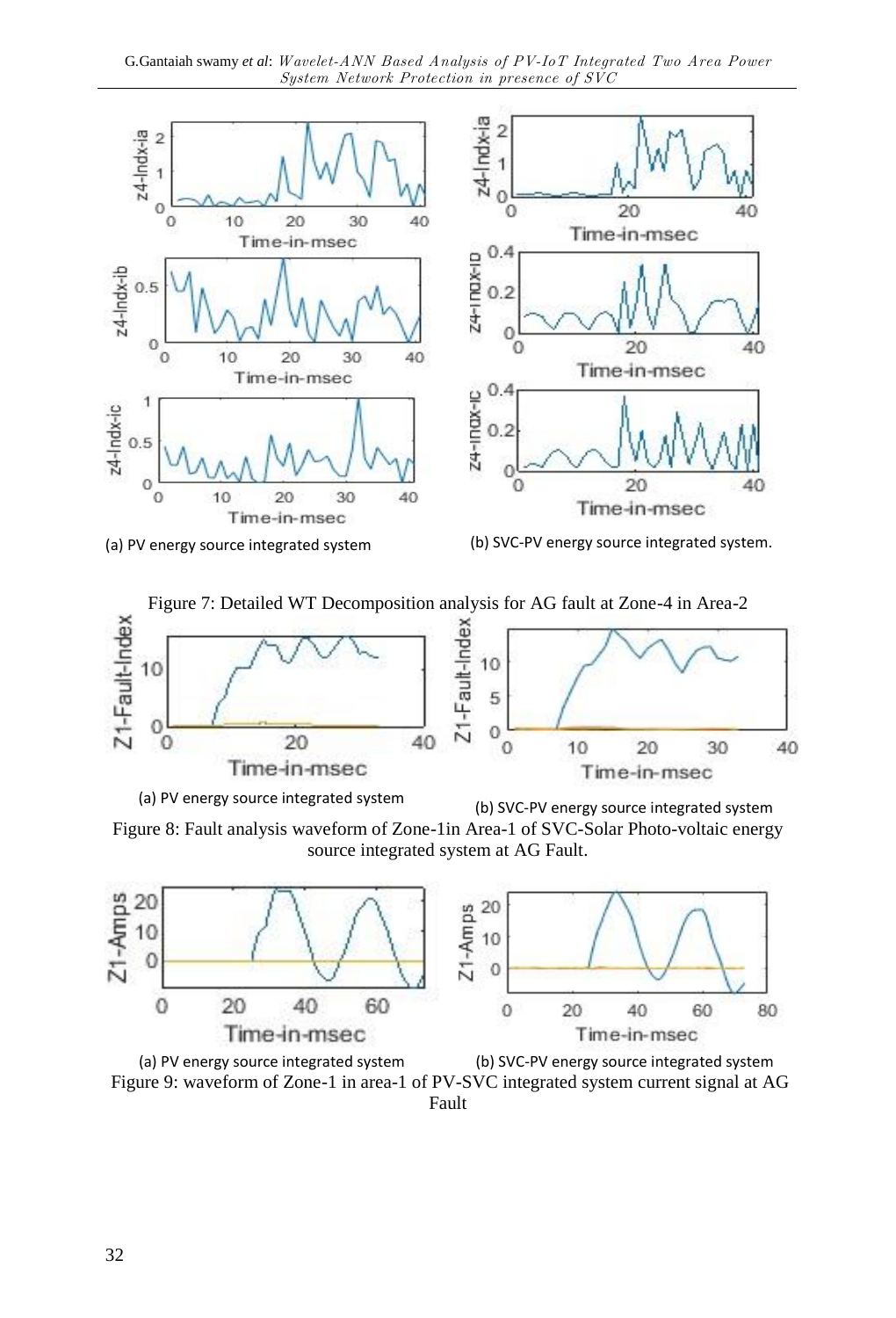(a) PV energy source integrated system

(b) SVC-PV energy source integrated system.

Figure 7: Detailed WT Decomposition analysis for AG fault at Zone-4 in Area-2

(a) PV energy source integrated system

(b) SVC-PV energy source integrated system

Figure 8: Fault analysis waveform of Zone-1in Area-1 of SVC-Solar Photo-voltaic energy source integrated system at AG Fault.

(a) PV energy source integrated system

(b) SVC-PV energy source integrated system

Figure 9: waveform of Zone-1 in area-1 of PV-SVC integrated system current signal at AG Fault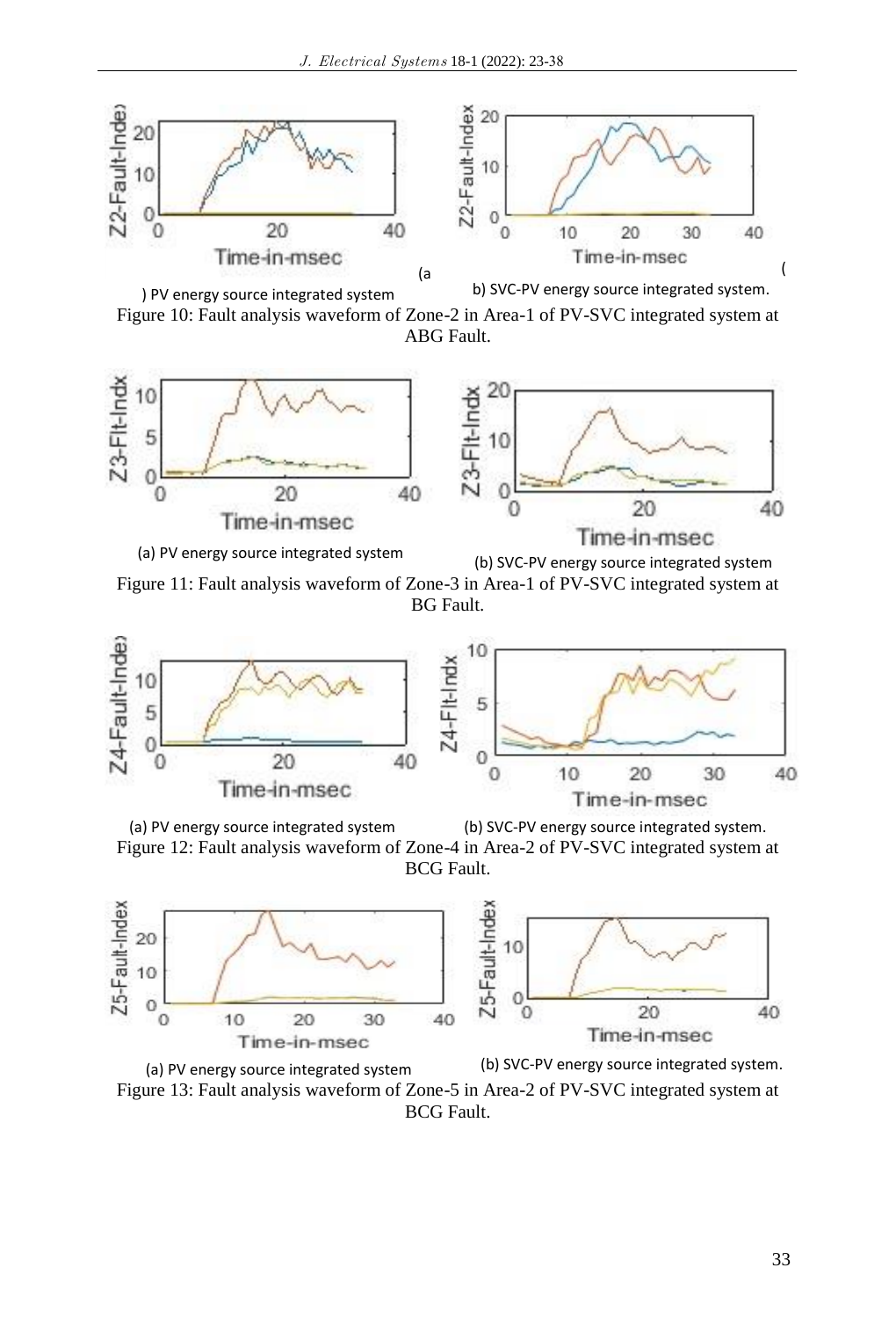(a) PV energy source integrated system

(b) SVC-PV energy source integrated system.

Figure 10: Fault analysis waveform of Zone-2 in Area-1 of PV-SVC integrated system at ABG Fault.

(a) PV energy source integrated system

(b) SVC-PV energy source integrated system

Figure 11: Fault analysis waveform of Zone-3 in Area-1 of PV-SVC integrated system at BG Fault.

(a) PV energy source integrated system

(b) SVC-PV energy source integrated system.

Figure 12: Fault analysis waveform of Zone-4 in Area-2 of PV-SVC integrated system at BCG Fault.

(a) PV energy source integrated system

(b) SVC-PV energy source integrated system.

Figure 13: Fault analysis waveform of Zone-5 in Area-2 of PV-SVC integrated system at BCG Fault.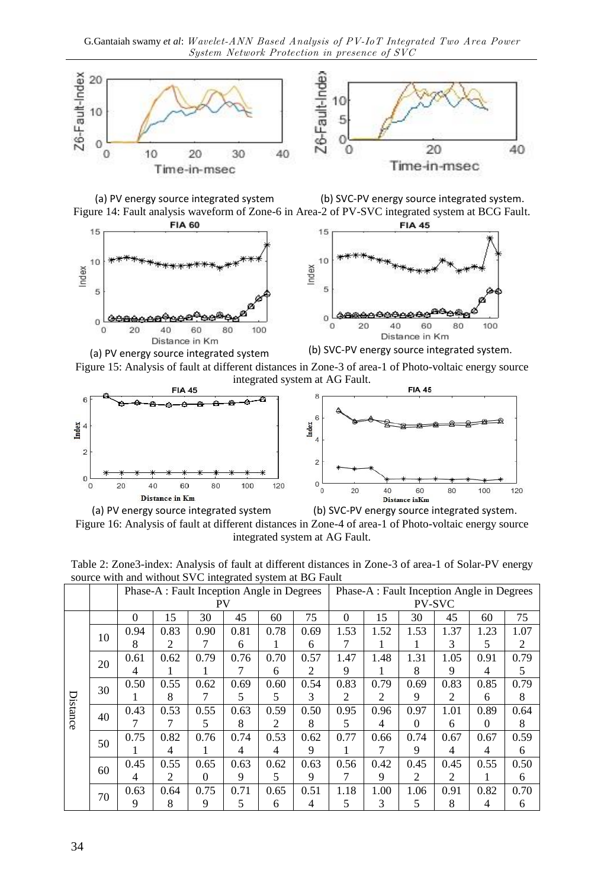(a) PV energy source integrated system (b) SVC-PV energy source integrated system.

Figure 14: Fault analysis waveform of Zone-6 in Area-2 of PV-SVC integrated system at BCG Fault.

(a) PV energy source integrated system (b) SVC-PV energy source integrated system.

Figure 15: Analysis of fault at different distances in Zone-3 of area-1 of Photo-voltaic energy source integrated system at AG Fault.

(a) PV energy source integrated system (b) SVC-PV energy source integrated system.

Figure 16: Analysis of fault at different distances in Zone-4 of area-1 of Photo-voltaic energy source integrated system at AG Fault.

Table 2: Zone3-index: Analysis of fault at different distances in Zone-3 of area-1 of Solar-PV energy source with and without SVC integrated system at BG Fault

| | | Phase-A : Fault Inception Angle in Degrees PV | | | | | | Phase-A : Fault Inception Angle in Degrees PV-SVC | | | | | |
|---|---|---|---|---|---|---|---|---|---|---|---|---|---|
| | | 0 | 15 | 30 | 45 | 60 | 75 | 0 | 15 | 30 | 45 | 60 | 75 |
| Distance | 10 | 0.948 | 0.832 | 0.907 | 0.816 | 0.781 | 0.696 | 1.537 | 1.521 | 1.531 | 1.373 | 1.235 | 1.072 |
| | 20 | 0.614 | 0.621 | 0.791 | 0.767 | 0.706 | 0.572 | 1.479 | 1.481 | 1.318 | 1.059 | 0.914 | 0.795 |
| | 30 | 0.501 | 0.558 | 0.627 | 0.695 | 0.605 | 0.543 | 0.832 | 0.792 | 0.699 | 0.832 | 0.856 | 0.798 |
| | 40 | 0.437 | 0.537 | 0.555 | 0.638 | 0.592 | 0.508 | 0.955 | 0.964 | 0.970 | 1.016 | 0.890 | 0.648 |
| | 50 | 0.751 | 0.824 | 0.761 | 0.744 | 0.534 | 0.629 | 0.771 | 0.667 | 0.749 | 0.674 | 0.674 | 0.596 |
| | 60 | 0.454 | 0.552 | 0.650 | 0.639 | 0.625 | 0.639 | 0.567 | 0.429 | 0.452 | 0.452 | 0.551 | 0.506 |
| | 70 | 0.639 | 0.648 | 0.759 | 0.715 | 0.656 | 0.514 | 1.185 | 1.003 | 1.065 | 0.918 | 0.824 | 0.706 |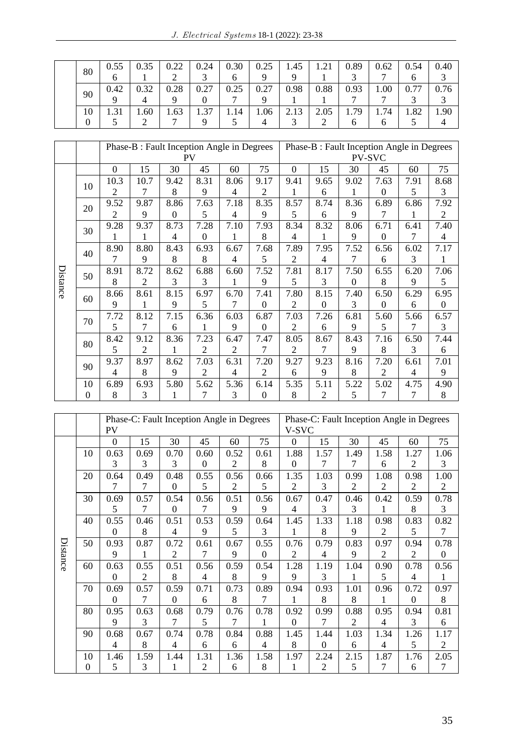| | 80 | 0.556 | 0.351 | 0.222 | 0.243 | 0.306 | 0.259 | 1.459 | 1.211 | 0.893 | 0.627 | 0.546 | 0.403 |
|---|---|---|---|---|---|---|---|---|---|---|---|---|---|
| | 90 | 0.429 | 0.324 | 0.289 | 0.270 | 0.257 | 0.279 | 0.981 | 0.881 | 0.937 | 1.007 | 0.773 | 0.763 |
| | 100 | 1.315 | 1.602 | 1.637 | 1.379 | 1.145 | 1.064 | 2.133 | 2.052 | 1.796 | 1.746 | 1.825 | 1.904 |

| | | Phase-B : Fault Inception Angle in Degrees PV | | | | | | Phase-B : Fault Inception Angle in Degrees PV-SVC | | | | | |
|---|---|---|---|---|---|---|---|---|---|---|---|---|---|
| | | 0 | 15 | 30 | 45 | 60 | 75 | 0 | 15 | 30 | 45 | 60 | 75 |
| Distance | 10 | 10.32 | 10.77 | 9.428 | 8.319 | 8.064 | 9.172 | 9.411 | 9.656 | 9.021 | 7.630 | 7.915 | 8.683 |
| | 20 | 9.522 | 9.879 | 8.860 | 7.635 | 7.184 | 8.359 | 8.575 | 8.746 | 8.369 | 6.897 | 6.861 | 7.922 |
| | 30 | 9.281 | 9.371 | 8.734 | 7.280 | 7.101 | 7.938 | 8.344 | 8.321 | 8.069 | 6.710 | 6.417 | 7.404 |
| | 40 | 8.907 | 8.809 | 8.438 | 6.938 | 6.674 | 7.685 | 7.892 | 7.954 | 7.527 | 6.566 | 6.023 | 7.171 |
| | 50 | 8.918 | 8.722 | 8.623 | 6.883 | 6.601 | 7.529 | 7.815 | 8.173 | 7.500 | 6.558 | 6.209 | 7.065 |
| | 60 | 8.669 | 8.611 | 8.159 | 6.975 | 6.707 | 7.410 | 7.802 | 8.150 | 7.403 | 6.500 | 6.296 | 6.950 |
| | 70 | 7.725 | 8.127 | 7.156 | 6.361 | 6.039 | 6.870 | 7.032 | 7.266 | 6.819 | 5.605 | 5.667 | 6.573 |
| | 80 | 8.425 | 9.122 | 8.361 | 7.232 | 6.472 | 7.477 | 8.052 | 8.677 | 8.439 | 7.168 | 6.503 | 7.446 |
| | 90 | 9.374 | 8.978 | 8.629 | 7.032 | 6.314 | 7.202 | 9.276 | 9.239 | 8.168 | 7.202 | 6.614 | 7.019 |
| | 100 | 6.898 | 6.933 | 5.801 | 5.627 | 5.363 | 6.140 | 5.358 | 5.112 | 5.225 | 5.027 | 4.757 | 4.908 |

| | | Phase-C: Fault Inception Angle in Degrees PV | | | | | | Phase-C: Fault Inception Angle in Degrees V-SVC | | | | | |
|---|---|---|---|---|---|---|---|---|---|---|---|---|---|
| | | 0 | 15 | 30 | 45 | 60 | 75 | 0 | 15 | 30 | 45 | 60 | 75 |
| Distance | 10 | 0.633 | 0.693 | 0.703 | 0.600 | 0.522 | 0.618 | 1.880 | 1.577 | 1.497 | 1.586 | 1.272 | 1.063 |
| | 20 | 0.647 | 0.497 | 0.480 | 0.555 | 0.562 | 0.665 | 1.352 | 1.033 | 0.992 | 1.082 | 0.982 | 1.002 |
| | 30 | 0.695 | 0.577 | 0.540 | 0.567 | 0.519 | 0.569 | 0.674 | 0.473 | 0.463 | 0.421 | 0.598 | 0.783 |
| | 40 | 0.550 | 0.468 | 0.514 | 0.539 | 0.595 | 0.643 | 1.451 | 1.338 | 1.189 | 0.982 | 0.835 | 0.827 |
| | 50 | 0.939 | 0.871 | 0.722 | 0.617 | 0.679 | 0.550 | 0.762 | 0.794 | 0.839 | 0.972 | 0.942 | 0.780 |
| | 60 | 0.630 | 0.552 | 0.518 | 0.564 | 0.598 | 0.549 | 1.289 | 1.193 | 1.041 | 0.905 | 0.784 | 0.561 |
| | 70 | 0.690 | 0.577 | 0.590 | 0.716 | 0.738 | 0.897 | 0.941 | 0.938 | 1.018 | 0.961 | 0.720 | 0.978 |
| | 80 | 0.959 | 0.633 | 0.687 | 0.795 | 0.767 | 0.781 | 0.920 | 0.997 | 0.882 | 0.954 | 0.943 | 0.816 |
| | 90 | 0.684 | 0.678 | 0.744 | 0.786 | 0.846 | 0.884 | 1.458 | 1.440 | 1.036 | 1.344 | 1.265 | 1.172 |
| | 100 | 1.465 | 1.593 | 1.441 | 1.312 | 1.366 | 1.588 | 1.971 | 2.242 | 2.155 | 1.877 | 1.766 | 2.057 |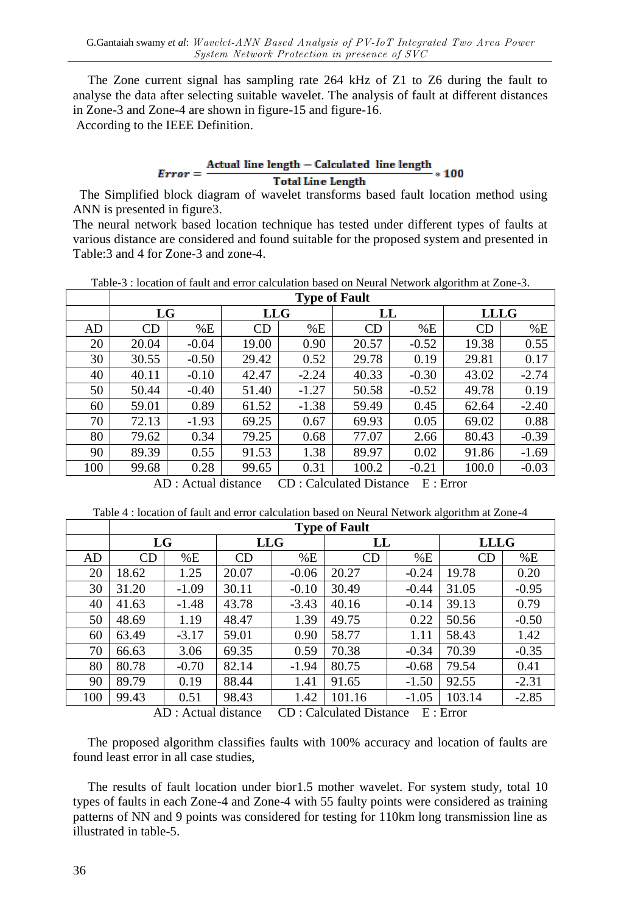The Zone current signal has sampling rate 264 kHz of Z1 to Z6 during the fault to analyse the data after selecting suitable wavelet. The analysis of fault at different distances in Zone-3 and Zone-4 are shown in figure-15 and figure-16.

According to the IEEE Definition.

$$Error = \frac{\textbf{Actual line length} - \textbf{Calculated line length}}{\textbf{Total Line Length}} * 100$$

The Simplified block diagram of wavelet transforms based fault location method using ANN is presented in figure3.

The neural network based location technique has tested under different types of faults at various distance are considered and found suitable for the proposed system and presented in Table:3 and 4 for Zone-3 and zone-4.

Table-3 : location of fault and error calculation based on Neural Network algorithm at Zone-3.

| | **Type of Fault** | | | | | | | |
|---|---|---|---|---|---|---|---|---|
| | **LG** | | **LLG** | | **LL** | | **LLLG** | |
| AD | CD | %E | CD | %E | CD | %E | CD | %E |
| 20 | 20.04 | -0.04 | 19.00 | 0.90 | 20.57 | -0.52 | 19.38 | 0.55 |
| 30 | 30.55 | -0.50 | 29.42 | 0.52 | 29.78 | 0.19 | 29.81 | 0.17 |
| 40 | 40.11 | -0.10 | 42.47 | -2.24 | 40.33 | -0.30 | 43.02 | -2.74 |
| 50 | 50.44 | -0.40 | 51.40 | -1.27 | 50.58 | -0.52 | 49.78 | 0.19 |
| 60 | 59.01 | 0.89 | 61.52 | -1.38 | 59.49 | 0.45 | 62.64 | -2.40 |
| 70 | 72.13 | -1.93 | 69.25 | 0.67 | 69.93 | 0.05 | 69.02 | 0.88 |
| 80 | 79.62 | 0.34 | 79.25 | 0.68 | 77.07 | 2.66 | 80.43 | -0.39 |
| 90 | 89.39 | 0.55 | 91.53 | 1.38 | 89.97 | 0.02 | 91.86 | -1.69 |
| 100 | 99.68 | 0.28 | 99.65 | 0.31 | 100.2 | -0.21 | 100.0 | -0.03 |

AD : Actual distance CD : Calculated Distance E : Error

Table 4 : location of fault and error calculation based on Neural Network algorithm at Zone-4

| | **Type of Fault** | | | | | | | |
|---|---|---|---|---|---|---|---|---|
| | **LG** | | **LLG** | | **LL** | | **LLLG** | |
| AD | CD | %E | CD | %E | CD | %E | CD | %E |
| 20 | 18.62 | 1.25 | 20.07 | -0.06 | 20.27 | -0.24 | 19.78 | 0.20 |
| 30 | 31.20 | -1.09 | 30.11 | -0.10 | 30.49 | -0.44 | 31.05 | -0.95 |
| 40 | 41.63 | -1.48 | 43.78 | -3.43 | 40.16 | -0.14 | 39.13 | 0.79 |
| 50 | 48.69 | 1.19 | 48.47 | 1.39 | 49.75 | 0.22 | 50.56 | -0.50 |
| 60 | 63.49 | -3.17 | 59.01 | 0.90 | 58.77 | 1.11 | 58.43 | 1.42 |
| 70 | 66.63 | 3.06 | 69.35 | 0.59 | 70.38 | -0.34 | 70.39 | -0.35 |
| 80 | 80.78 | -0.70 | 82.14 | -1.94 | 80.75 | -0.68 | 79.54 | 0.41 |
| 90 | 89.79 | 0.19 | 88.44 | 1.41 | 91.65 | -1.50 | 92.55 | -2.31 |
| 100 | 99.43 | 0.51 | 98.43 | 1.42 | 101.16 | -1.05 | 103.14 | -2.85 |

AD : Actual distance CD : Calculated Distance E : Error

The proposed algorithm classifies faults with 100% accuracy and location of faults are found least error in all case studies,

The results of fault location under bior1.5 mother wavelet. For system study, total 10 types of faults in each Zone-4 and Zone-4 with 55 faulty points were considered as training patterns of NN and 9 points was considered for testing for 110km long transmission line as illustrated in table-5.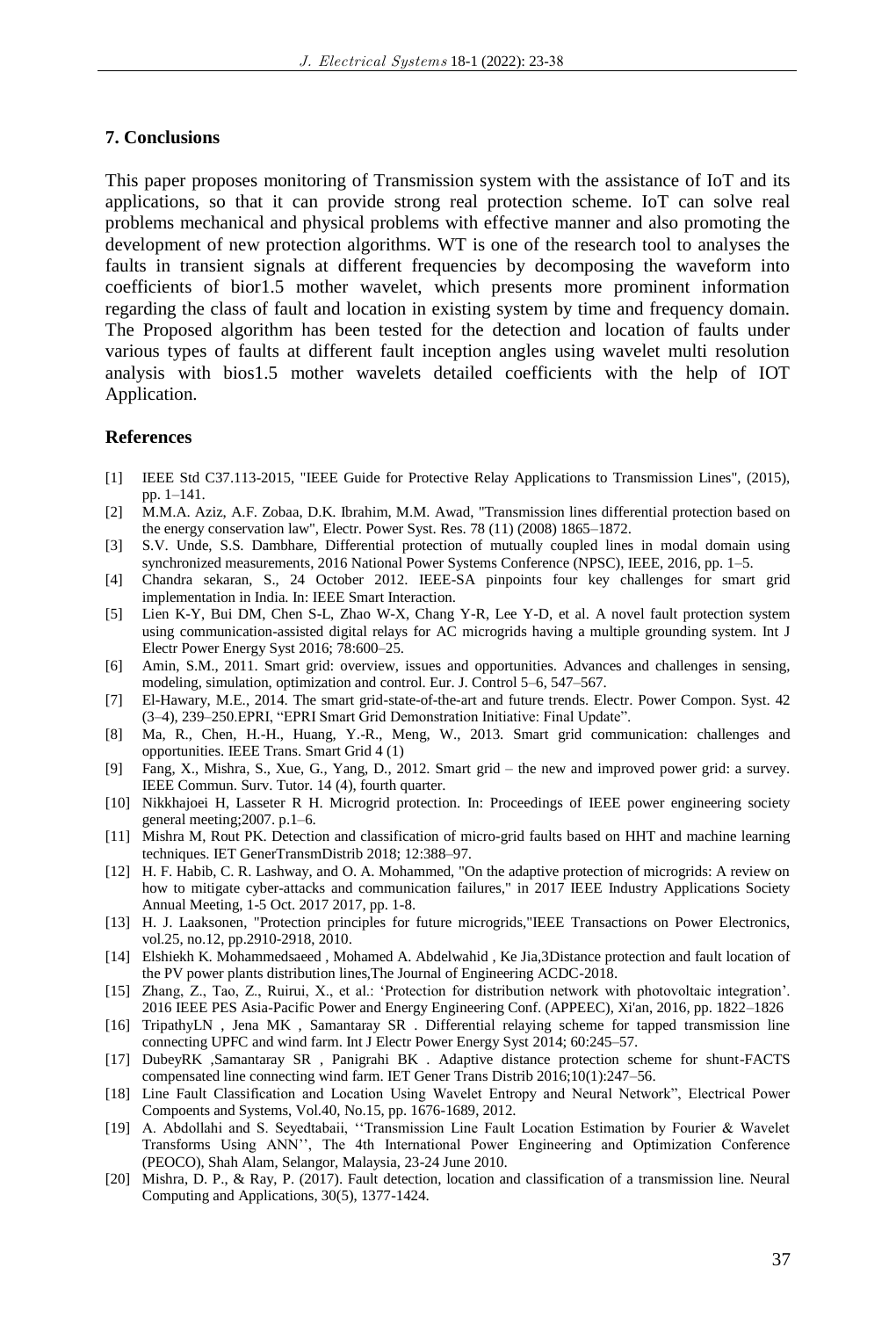## 7. Conclusions

This paper proposes monitoring of Transmission system with the assistance of IoT and its applications, so that it can provide strong real protection scheme. IoT can solve real problems mechanical and physical problems with effective manner and also promoting the development of new protection algorithms. WT is one of the research tool to analyses the faults in transient signals at different frequencies by decomposing the waveform into coefficients of bior1.5 mother wavelet, which presents more prominent information regarding the class of fault and location in existing system by time and frequency domain. The Proposed algorithm has been tested for the detection and location of faults under various types of faults at different fault inception angles using wavelet multi resolution analysis with bios1.5 mother wavelets detailed coefficients with the help of IOT Application.

## References

[1] IEEE Std C37.113-2015, "IEEE Guide for Protective Relay Applications to Transmission Lines", (2015), pp. 1–141.

[2] M.M.A. Aziz, A.F. Zobaa, D.K. Ibrahim, M.M. Awad, "Transmission lines differential protection based on the energy conservation law", Electr. Power Syst. Res. 78 (11) (2008) 1865–1872.

[3] S.V. Unde, S.S. Dambhare, Differential protection of mutually coupled lines in modal domain using synchronized measurements, 2016 National Power Systems Conference (NPSC), IEEE, 2016, pp. 1–5.

[4] Chandra sekaran, S., 24 October 2012. IEEE-SA pinpoints four key challenges for smart grid implementation in India. In: IEEE Smart Interaction.

[5] Lien K-Y, Bui DM, Chen S-L, Zhao W-X, Chang Y-R, Lee Y-D, et al. A novel fault protection system using communication-assisted digital relays for AC microgrids having a multiple grounding system. Int J Electr Power Energy Syst 2016; 78:600–25.

[6] Amin, S.M., 2011. Smart grid: overview, issues and opportunities. Advances and challenges in sensing, modeling, simulation, optimization and control. Eur. J. Control 5–6, 547–567.

[7] El-Hawary, M.E., 2014. The smart grid-state-of-the-art and future trends. Electr. Power Compon. Syst. 42 (3–4), 239–250.EPRI, "EPRI Smart Grid Demonstration Initiative: Final Update".

[8] Ma, R., Chen, H.-H., Huang, Y.-R., Meng, W., 2013. Smart grid communication: challenges and opportunities. IEEE Trans. Smart Grid 4 (1)

[9] Fang, X., Mishra, S., Xue, G., Yang, D., 2012. Smart grid – the new and improved power grid: a survey. IEEE Commun. Surv. Tutor. 14 (4), fourth quarter.

[10] Nikkhajoei H, Lasseter R H. Microgrid protection. In: Proceedings of IEEE power engineering society general meeting;2007. p.1–6.

[11] Mishra M, Rout PK. Detection and classification of micro-grid faults based on HHT and machine learning techniques. IET GenerTransmDistrib 2018; 12:388–97.

[12] H. F. Habib, C. R. Lashway, and O. A. Mohammed, "On the adaptive protection of microgrids: A review on how to mitigate cyber-attacks and communication failures," in 2017 IEEE Industry Applications Society Annual Meeting, 1-5 Oct. 2017 2017, pp. 1-8.

[13] H. J. Laaksonen, "Protection principles for future microgrids,"IEEE Transactions on Power Electronics, vol.25, no.12, pp.2910-2918, 2010.

[14] Elshiekh K. Mohammedsaeed , Mohamed A. Abdelwahid , Ke Jia,3Distance protection and fault location of the PV power plants distribution lines,The Journal of Engineering ACDC-2018.

[15] Zhang, Z., Tao, Z., Ruirui, X., et al.: 'Protection for distribution network with photovoltaic integration'. 2016 IEEE PES Asia-Pacific Power and Energy Engineering Conf. (APPEEC), Xi'an, 2016, pp. 1822–1826

[16] TripathyLN , Jena MK , Samantaray SR . Differential relaying scheme for tapped transmission line connecting UPFC and wind farm. Int J Electr Power Energy Syst 2014; 60:245–57.

[17] DubeyRK ,Samantaray SR , Panigrahi BK . Adaptive distance protection scheme for shunt-FACTS compensated line connecting wind farm. IET Gener Trans Distrib 2016;10(1):247–56.

[18] Line Fault Classification and Location Using Wavelet Entropy and Neural Network", Electrical Power Compoents and Systems, Vol.40, No.15, pp. 1676-1689, 2012.

[19] A. Abdollahi and S. Seyedtabaii, ''Transmission Line Fault Location Estimation by Fourier & Wavelet Transforms Using ANN'', The 4th International Power Engineering and Optimization Conference (PEOCO), Shah Alam, Selangor, Malaysia, 23-24 June 2010.

[20] Mishra, D. P., & Ray, P. (2017). Fault detection, location and classification of a transmission line. Neural Computing and Applications, 30(5), 1377-1424.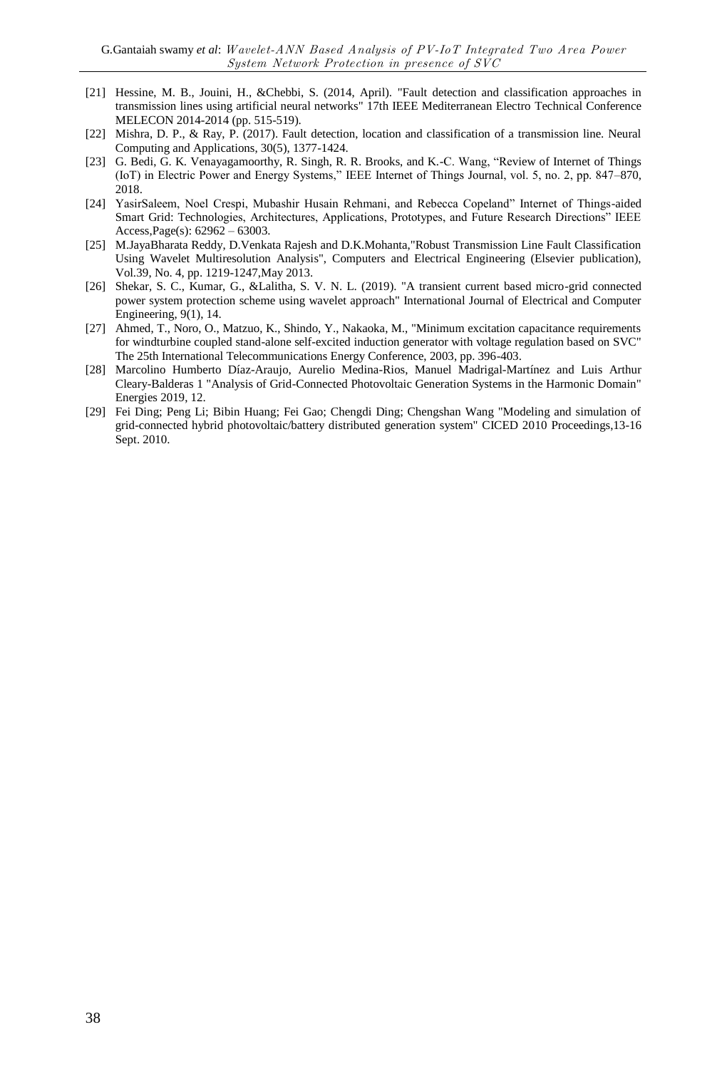[21] Hessine, M. B., Jouini, H., &Chebbi, S. (2014, April). "Fault detection and classification approaches in transmission lines using artificial neural networks" 17th IEEE Mediterranean Electro Technical Conference MELECON 2014-2014 (pp. 515-519).

[22] Mishra, D. P., & Ray, P. (2017). Fault detection, location and classification of a transmission line. Neural Computing and Applications, 30(5), 1377-1424.

[23] G. Bedi, G. K. Venayagamoorthy, R. Singh, R. R. Brooks, and K.-C. Wang, "Review of Internet of Things (IoT) in Electric Power and Energy Systems," IEEE Internet of Things Journal, vol. 5, no. 2, pp. 847–870, 2018.

[24] YasirSaleem, Noel Crespi, Mubashir Husain Rehmani, and Rebecca Copeland" Internet of Things-aided Smart Grid: Technologies, Architectures, Applications, Prototypes, and Future Research Directions" IEEE Access,Page(s): 62962 – 63003.

[25] M.JayaBharata Reddy, D.Venkata Rajesh and D.K.Mohanta,"Robust Transmission Line Fault Classification Using Wavelet Multiresolution Analysis", Computers and Electrical Engineering (Elsevier publication), Vol.39, No. 4, pp. 1219-1247,May 2013.

[26] Shekar, S. C., Kumar, G., &Lalitha, S. V. N. L. (2019). "A transient current based micro-grid connected power system protection scheme using wavelet approach" International Journal of Electrical and Computer Engineering, 9(1), 14.

[27] Ahmed, T., Noro, O., Matzuo, K., Shindo, Y., Nakaoka, M., "Minimum excitation capacitance requirements for windturbine coupled stand-alone self-excited induction generator with voltage regulation based on SVC" The 25th International Telecommunications Energy Conference, 2003, pp. 396-403.

[28] Marcolino Humberto Díaz-Araujo, Aurelio Medina-Rios, Manuel Madrigal-Martínez and Luis Arthur Cleary-Balderas 1 "Analysis of Grid-Connected Photovoltaic Generation Systems in the Harmonic Domain" Energies 2019, 12.

[29] Fei Ding; Peng Li; Bibin Huang; Fei Gao; Chengdi Ding; Chengshan Wang "Modeling and simulation of grid-connected hybrid photovoltaic/battery distributed generation system" CICED 2010 Proceedings,13-16 Sept. 2010.